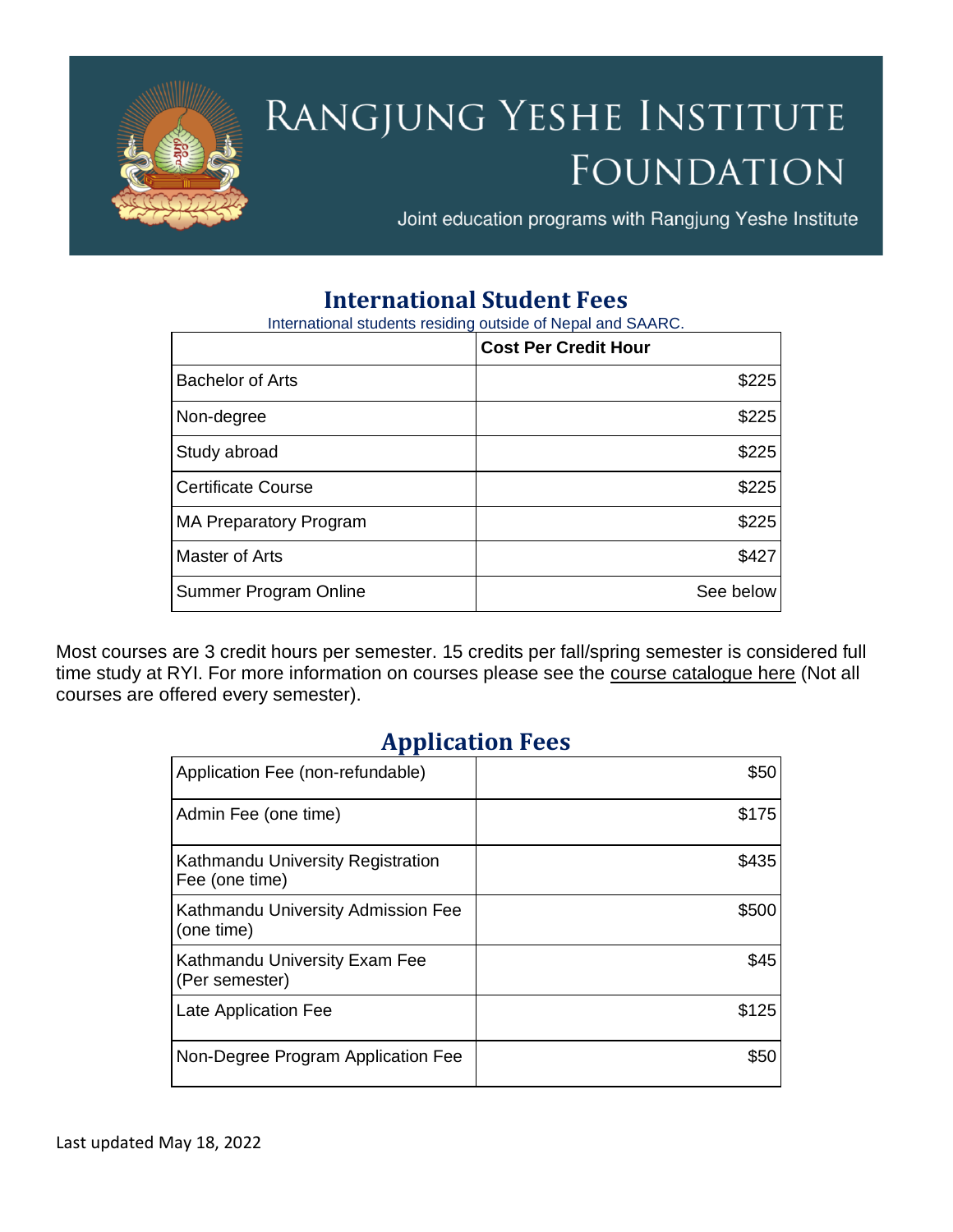# Rangjung Yeshe Institute Foundation

Joint education programs with Rangjung Yeshe Institute

## International Student Fees

International students residing outside of Nepal and SAARC.

| | Cost Per Credit Hour |
|---|---:|
| Bachelor of Arts | $225 |
| Non-degree | $225 |
| Study abroad | $225 |
| Certificate Course | $225 |
| MA Preparatory Program | $225 |
| Master of Arts | $427 |
| Summer Program Online | See below |

Most courses are 3 credit hours per semester. 15 credits per fall/spring semester is considered full time study at RYI. For more information on courses please see the course catalogue here (Not all courses are offered every semester).

## Application Fees

| | |
|---|---:|
| Application Fee (non-refundable) | $50 |
| Admin Fee (one time) | $175 |
| Kathmandu University Registration Fee (one time) | $435 |
| Kathmandu University Admission Fee (one time) | $500 |
| Kathmandu University Exam Fee (Per semester) | $45 |
| Late Application Fee | $125 |
| Non-Degree Program Application Fee | $50 |

Last updated May 18, 2022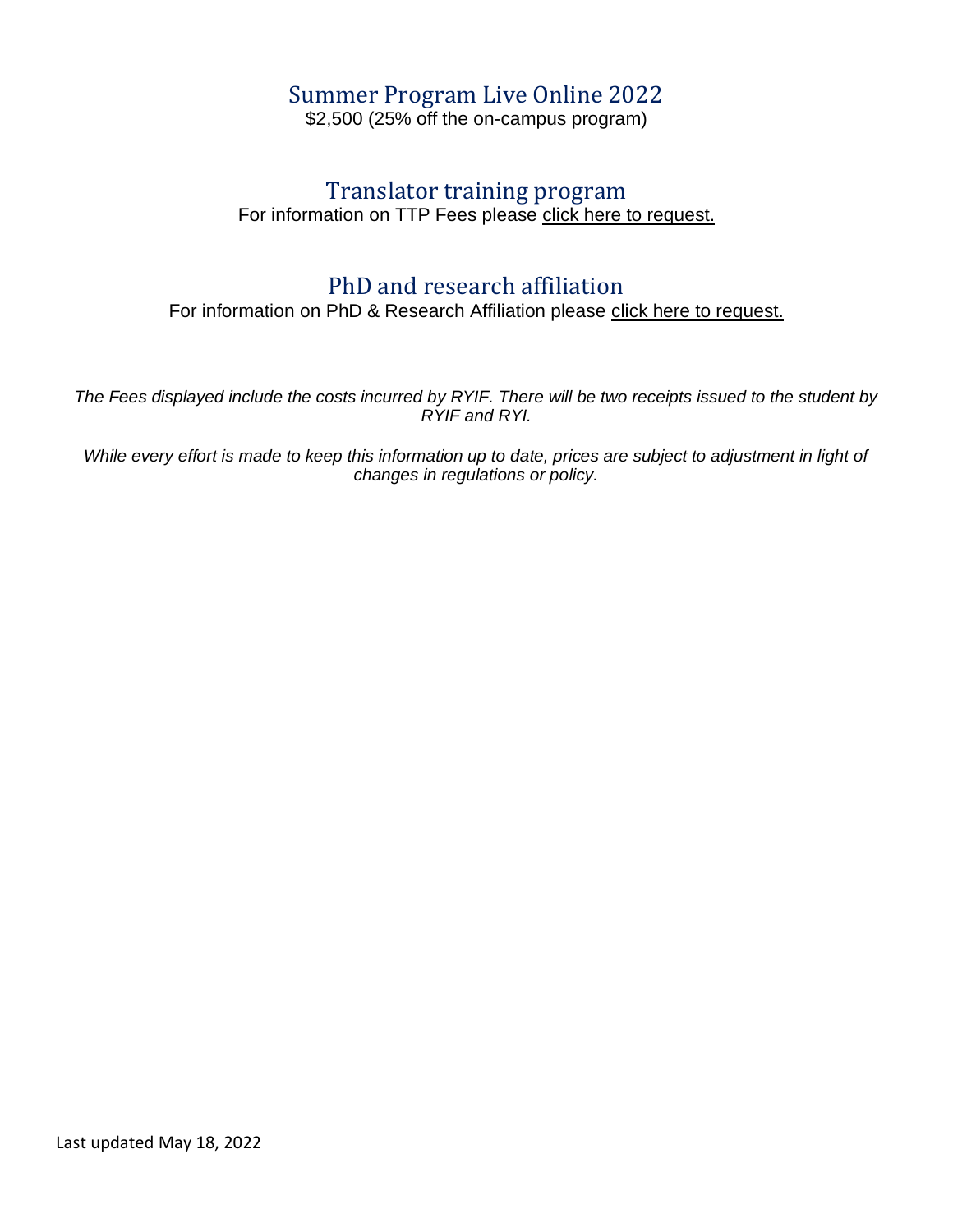## Summer Program Live Online 2022

$2,500 (25% off the on-campus program)

## Translator training program

For information on TTP Fees please click here to request.

## PhD and research affiliation

For information on PhD & Research Affiliation please click here to request.

*The Fees displayed include the costs incurred by RYIF. There will be two receipts issued to the student by RYIF and RYI.*

*While every effort is made to keep this information up to date, prices are subject to adjustment in light of changes in regulations or policy.*

Last updated May 18, 2022